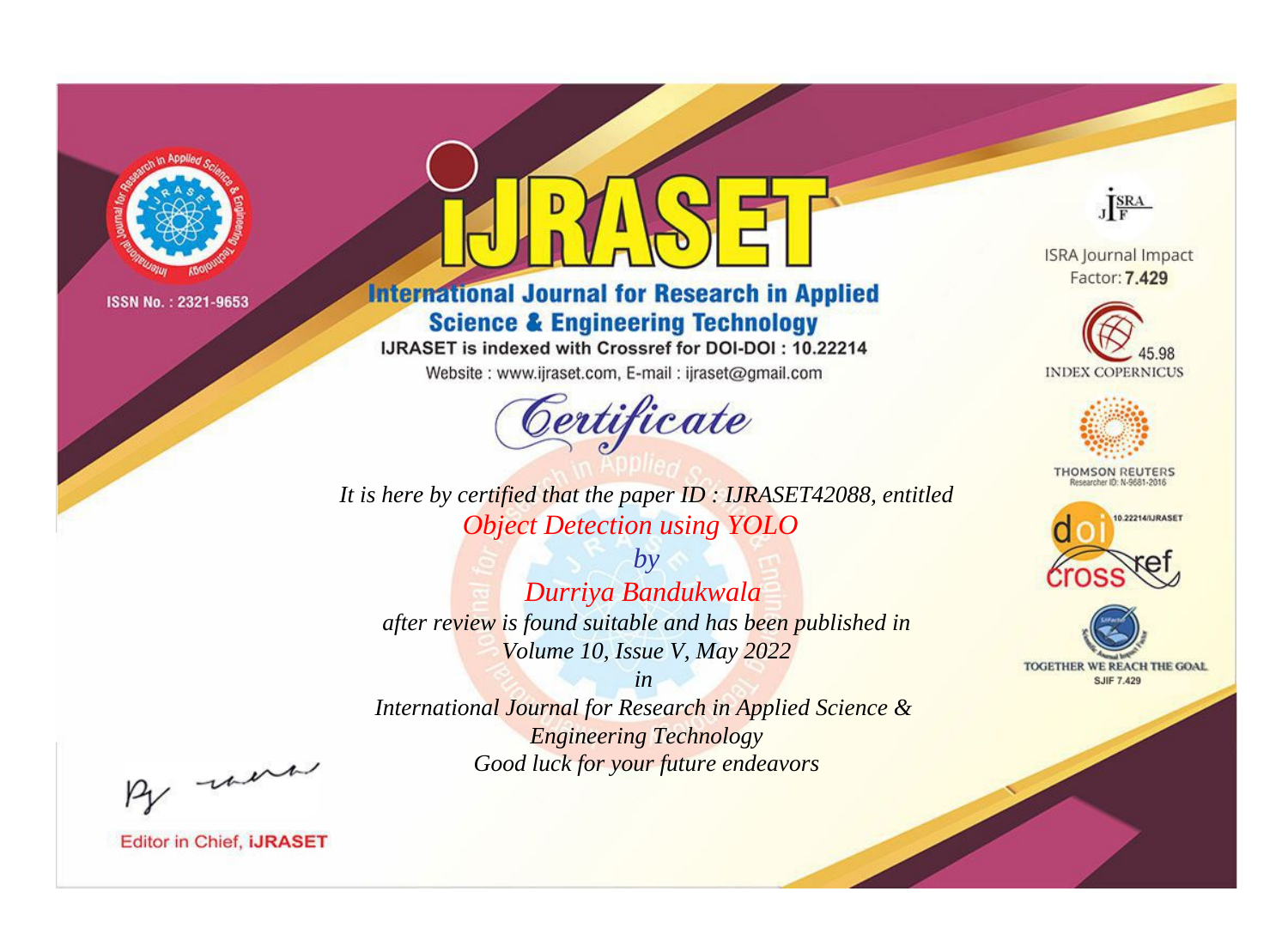ISSN No. : 2321-9653

# IJRASET

## International Journal for Research in Applied Science & Engineering Technology

IJRASET is indexed with Crossref for DOI-DOI : 10.22214

Website : www.ijraset.com, E-mail : ijraset@gmail.com

## *Certificate*

*It is here by certified that the paper ID : IJRASET42088, entitled*

*Object Detection using YOLO*

*by*

*Durriya Bandukwala*

*after review is found suitable and has been published in*

*Volume 10, Issue V, May 2022*

*in*

*International Journal for Research in Applied Science & Engineering Technology*

*Good luck for your future endeavors*

ISRA Journal Impact Factor: **7.429**

45.98 INDEX COPERNICUS

THOMSON REUTERS Researcher ID: N-9681-2016

10.22214/IJRASET

TOGETHER WE REACH THE GOAL SJIF 7.429

Editor in Chief, **iJRASET**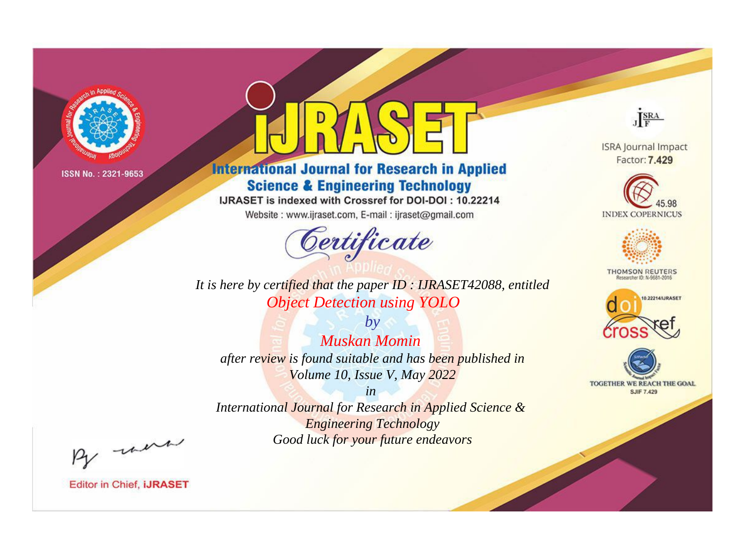ISSN No. : 2321-9653

# IJRASET

## International Journal for Research in Applied Science & Engineering Technology

IJRASET is indexed with Crossref for DOI-DOI : 10.22214

Website : www.ijraset.com, E-mail : ijraset@gmail.com

*Certificate*

*It is here by certified that the paper ID : IJRASET42088, entitled*

*Object Detection using YOLO*

*by*

*Muskan Momin*

*after review is found suitable and has been published in*

*Volume 10, Issue V, May 2022*

*in*

*International Journal for Research in Applied Science & Engineering Technology*

*Good luck for your future endeavors*

ISRA Journal Impact Factor: **7.429**

45.98 INDEX COPERNICUS

THOMSON REUTERS Researcher ID: N-9681-2016

10.22214/IJRASET

TOGETHER WE REACH THE GOAL SJIF 7.429

Editor in Chief, **iJRASET**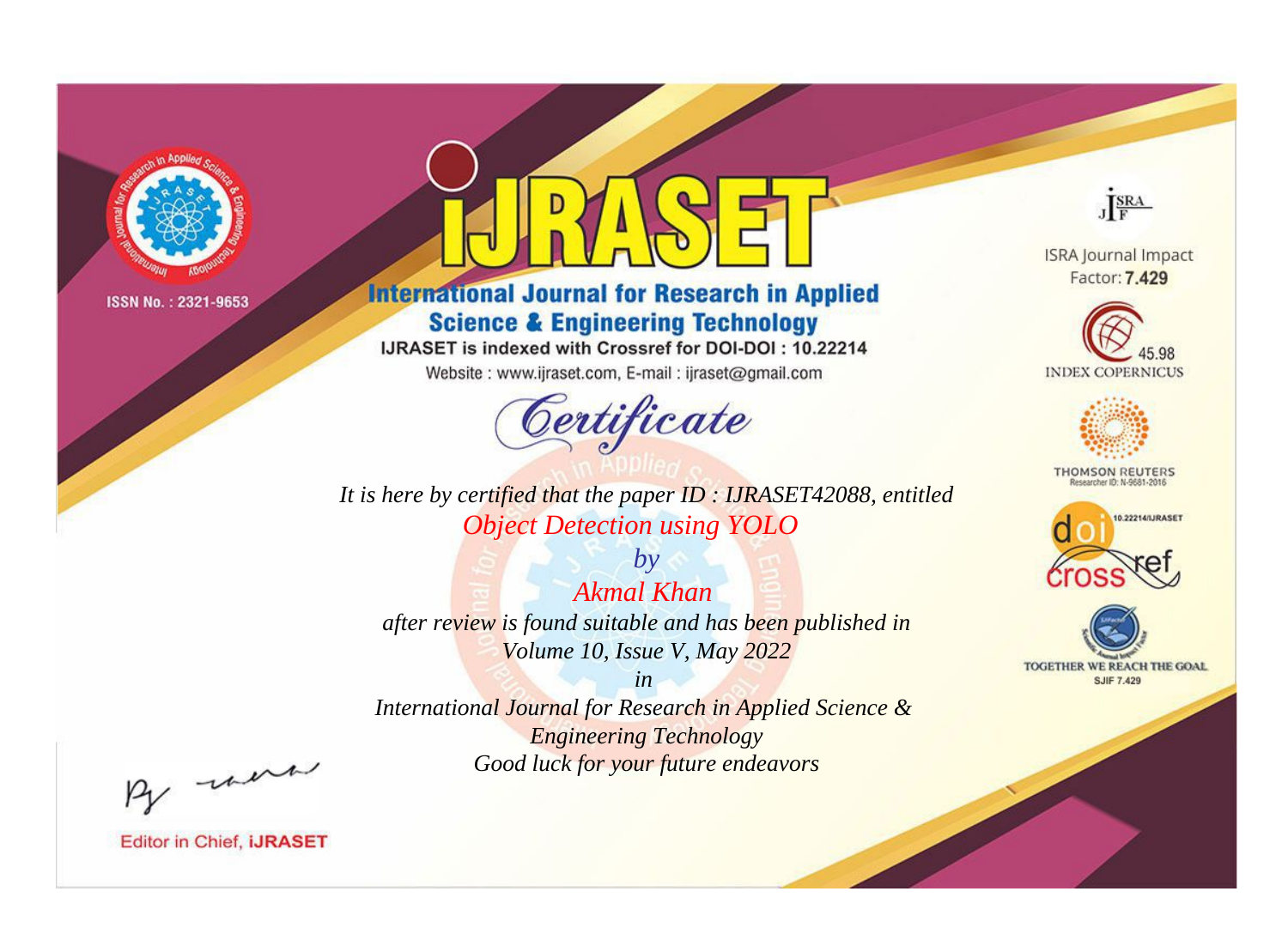ISSN No. : 2321-9653

# iJRASET

## International Journal for Research in Applied Science & Engineering Technology

IJRASET is indexed with Crossref for DOI-DOI : 10.22214

Website : www.ijraset.com, E-mail : ijraset@gmail.com

*Certificate*

*It is here by certified that the paper ID : IJRASET42088, entitled*

*Object Detection using YOLO*

*by*

*Akmal Khan*

*after review is found suitable and has been published in*

*Volume 10, Issue V, May 2022*

*in*

*International Journal for Research in Applied Science & Engineering Technology*

*Good luck for your future endeavors*

ISRA Journal Impact Factor: **7.429**

45.98 INDEX COPERNICUS

THOMSON REUTERS Researcher ID: N-9681-2016

10.22214/IJRASET

TOGETHER WE REACH THE GOAL SJIF 7.429

Editor in Chief, **iJRASET**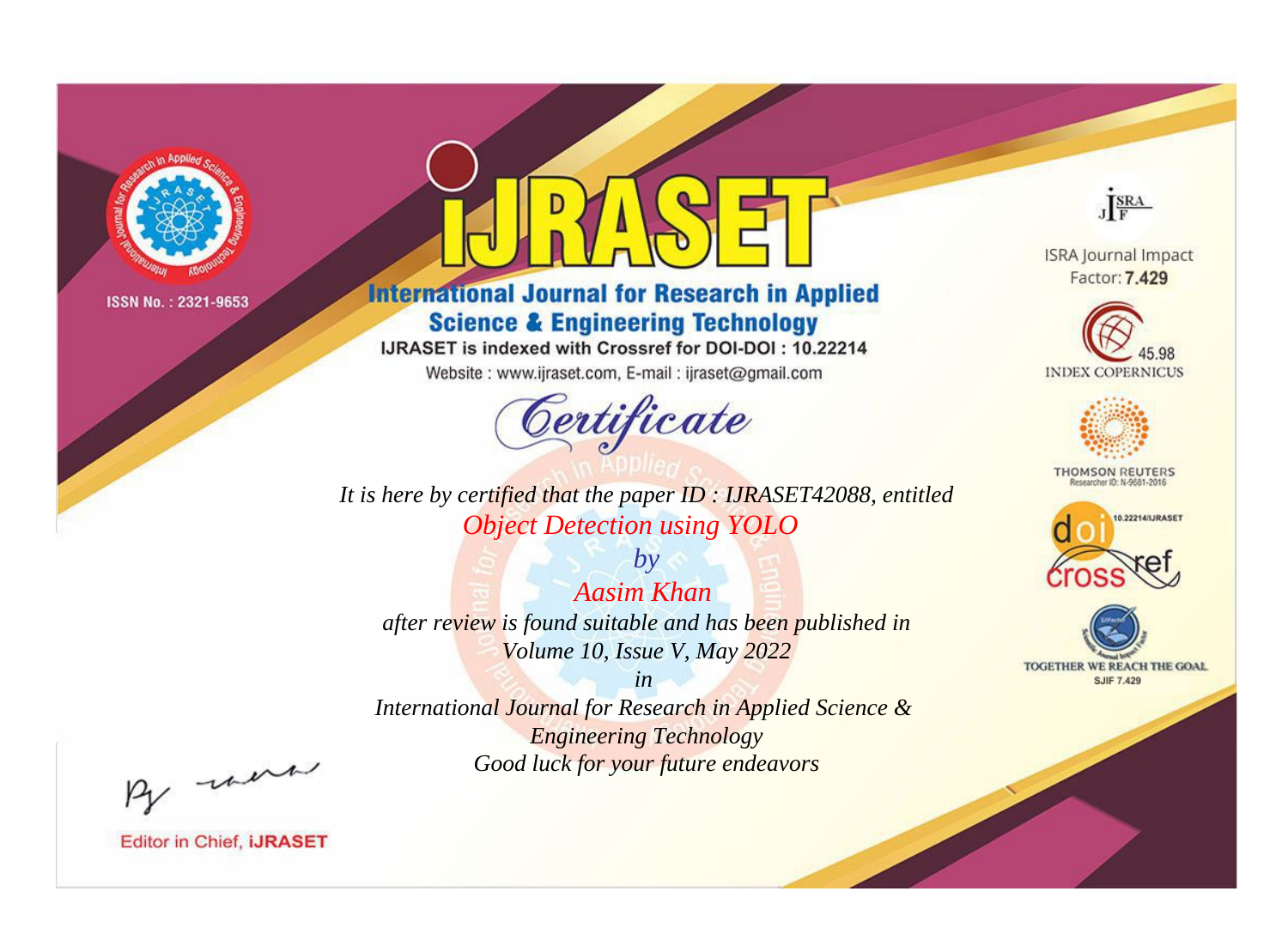ISSN No. : 2321-9653

# iJRASET

## International Journal for Research in Applied Science & Engineering Technology

IJRASET is indexed with Crossref for DOI-DOI : 10.22214

Website : www.ijraset.com, E-mail : ijraset@gmail.com

# Certificate

*It is here by certified that the paper ID : IJRASET42088, entitled*

*Object Detection using YOLO*

*by*

*Aasim Khan*

*after review is found suitable and has been published in*

*Volume 10, Issue V, May 2022*

*in*

*International Journal for Research in Applied Science & Engineering Technology*

*Good luck for your future endeavors*

ISRA Journal Impact Factor: **7.429**

45.98 INDEX COPERNICUS

THOMSON REUTERS Researcher ID: N-9681-2016

10.22214/IJRASET

TOGETHER WE REACH THE GOAL SJIF 7.429

Editor in Chief, **iJRASET**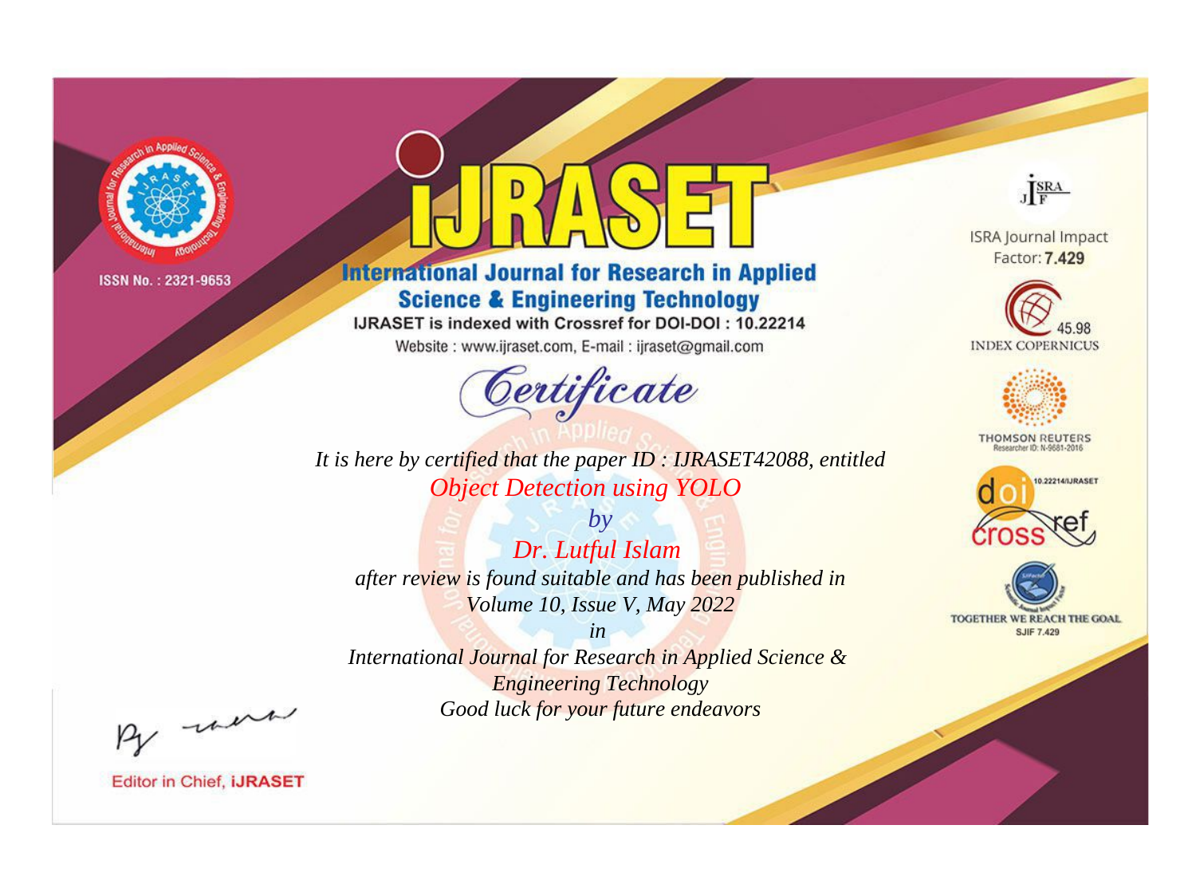ISSN No. : 2321-9653

# IJRASET

## International Journal for Research in Applied Science & Engineering Technology

IJRASET is indexed with Crossref for DOI-DOI : 10.22214

Website : www.ijraset.com, E-mail : ijraset@gmail.com

## *Certificate*

*It is here by certified that the paper ID : IJRASET42088, entitled*

*Object Detection using YOLO*

*by*

*Dr. Lutful Islam*

*after review is found suitable and has been published in*

*Volume 10, Issue V, May 2022*

*in*

*International Journal for Research in Applied Science & Engineering Technology*

*Good luck for your future endeavors*

ISRA Journal Impact Factor: **7.429**

45.98 INDEX COPERNICUS

THOMSON REUTERS Researcher ID: N-9681-2016

10.22214/IJRASET

TOGETHER WE REACH THE GOAL SJIF 7.429

Editor in Chief, **iJRASET**